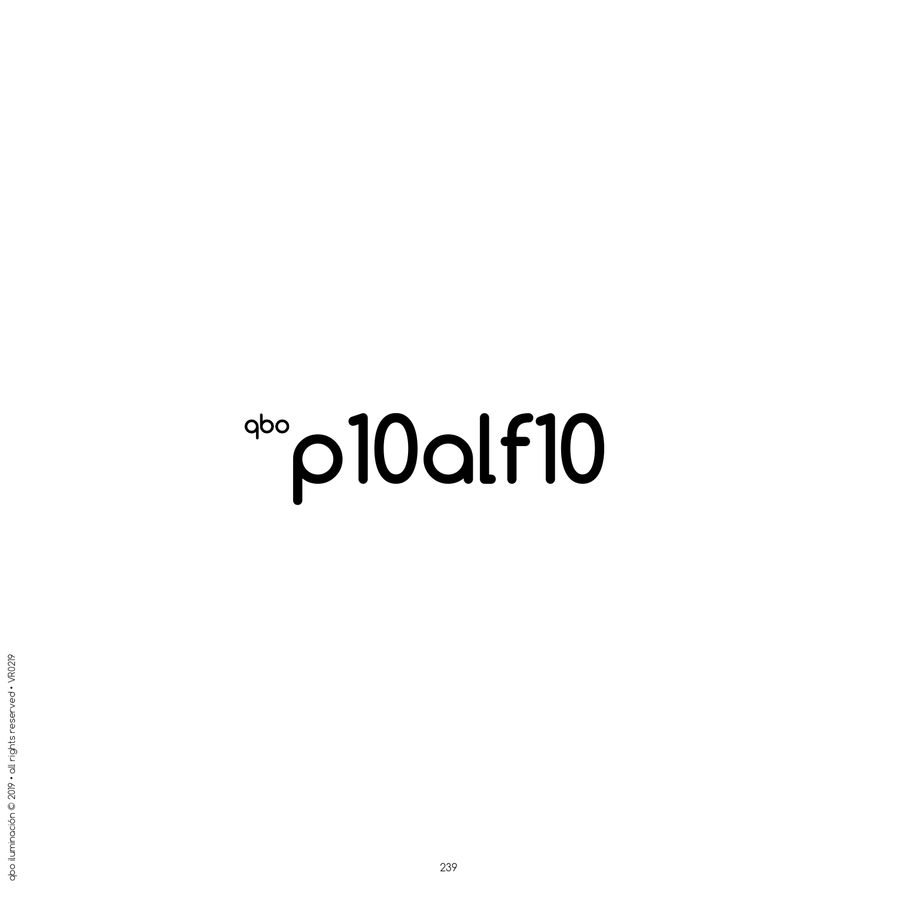# qbo p10alf10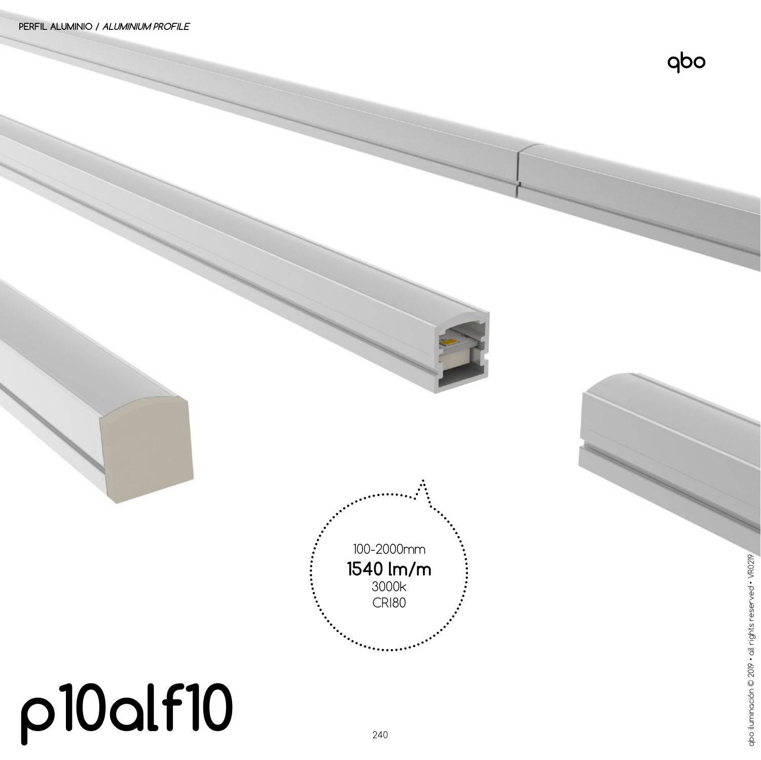**PERFIL ALUMINIO / *ALUMINIUM PROFILE***

qbo

100-2000mm
**1540 lm/m**
3000k
CRI80

# p10alf10

qbo iluminación © 2019 • all rights reserved • VR0219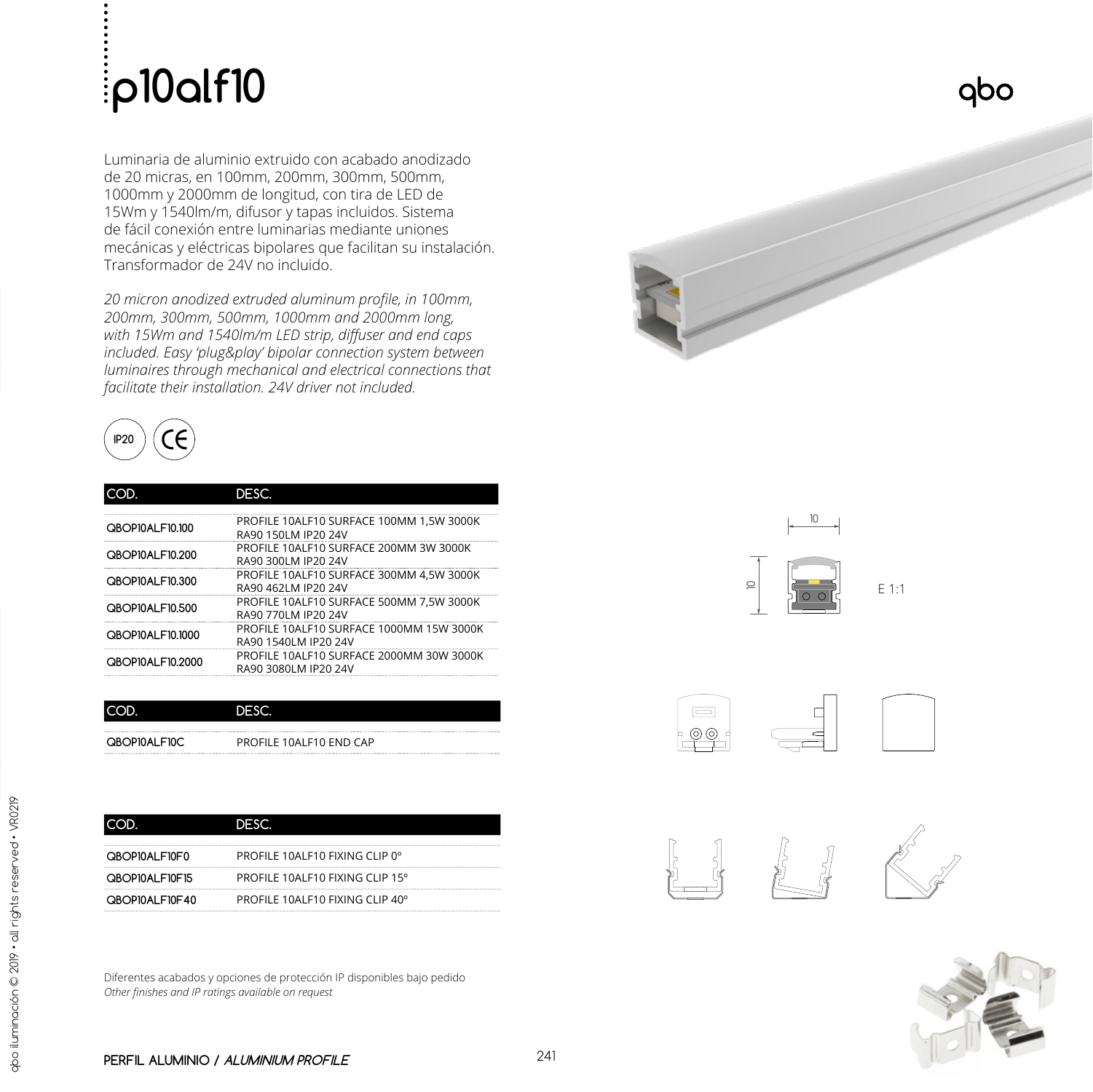# p10alf10

qbo

Luminaria de aluminio extruido con acabado anodizado de 20 micras, en 100mm, 200mm, 300mm, 500mm, 1000mm y 2000mm de longitud, con tira de LED de 15Wm y 1540lm/m, difusor y tapas incluidos. Sistema de fácil conexión entre luminarias mediante uniones mecánicas y eléctricas bipolares que facilitan su instalación. Transformador de 24V no incluido.

*20 micron anodized extruded aluminum profile, in 100mm, 200mm, 300mm, 500mm, 1000mm and 2000mm long, with 15Wm and 1540lm/m LED strip, diffuser and end caps included. Easy 'plug&play' bipolar connection system between luminaires through mechanical and electrical connections that facilitate their installation. 24V driver not included.*

IP20 CE

| COD. | DESC. |
|---|---|
| QBOP10ALF10.100 | PROFILE 10ALF10 SURFACE 100MM 1,5W 3000K RA90 150LM IP20 24V |
| QBOP10ALF10.200 | PROFILE 10ALF10 SURFACE 200MM 3W 3000K RA90 300LM IP20 24V |
| QBOP10ALF10.300 | PROFILE 10ALF10 SURFACE 300MM 4,5W 3000K RA90 462LM IP20 24V |
| QBOP10ALF10.500 | PROFILE 10ALF10 SURFACE 500MM 7,5W 3000K RA90 770LM IP20 24V |
| QBOP10ALF10.1000 | PROFILE 10ALF10 SURFACE 1000MM 15W 3000K RA90 1540LM IP20 24V |
| QBOP10ALF10.2000 | PROFILE 10ALF10 SURFACE 2000MM 30W 3000K RA90 3080LM IP20 24V |

10

10

E 1:1

| COD. | DESC. |
|---|---|
| QBOP10ALF10C | PROFILE 10ALF10 END CAP |

| COD. | DESC. |
|---|---|
| QBOP10ALF10F0 | PROFILE 10ALF10 FIXING CLIP 0º |
| QBOP10ALF10F15 | PROFILE 10ALF10 FIXING CLIP 15º |
| QBOP10ALF10F40 | PROFILE 10ALF10 FIXING CLIP 40º |

Diferentes acabados y opciones de protección IP disponibles bajo pedido
*Other finishes and IP ratings available on request*

PERFIL ALUMINIO / *ALUMINIUM PROFILE*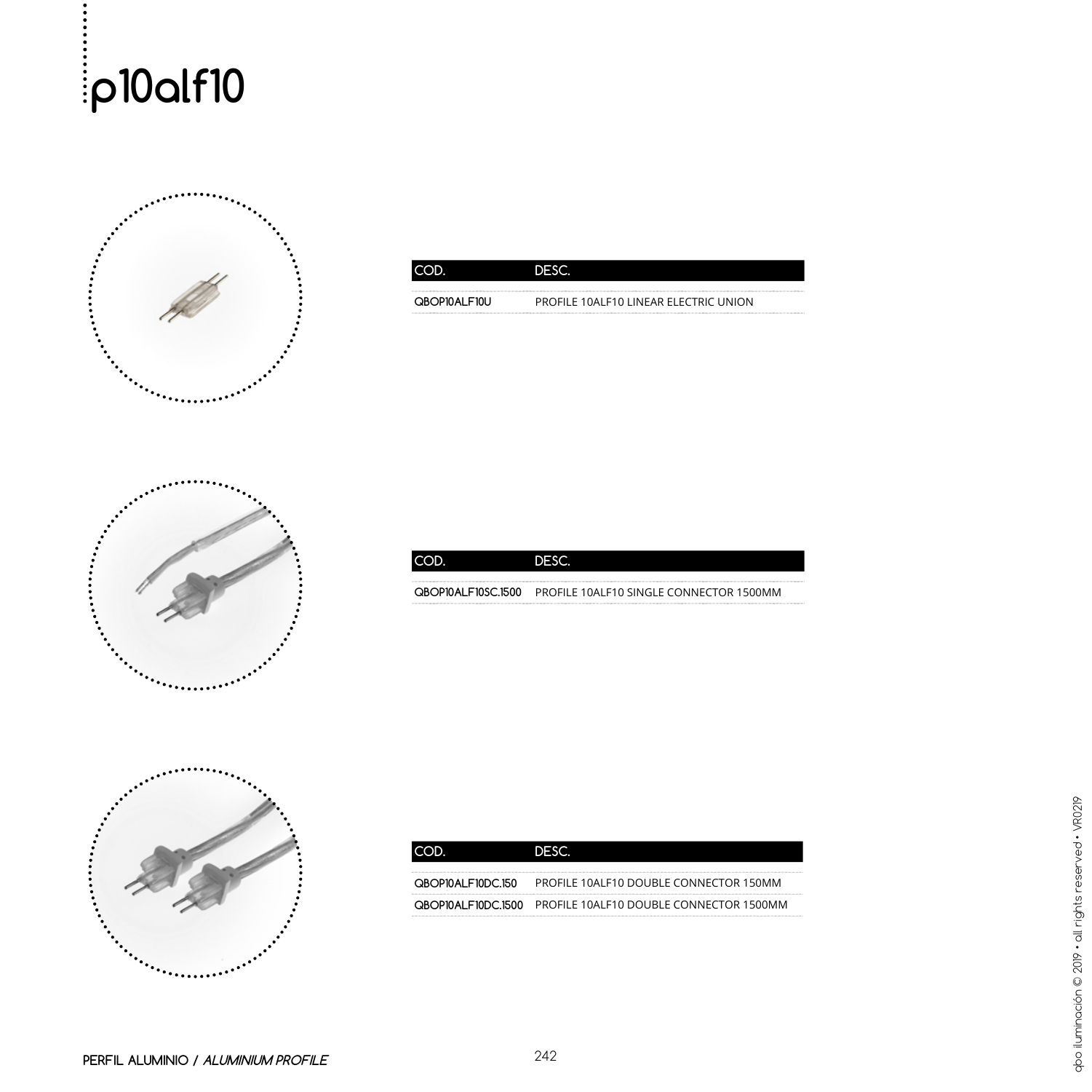# p10alf10

| COD. | DESC. |
|---|---|
| QBOP10ALF10U | PROFILE 10ALF10 LINEAR ELECTRIC UNION |

| COD. | DESC. |
|---|---|
| QBOP10ALF10SC.1500 | PROFILE 10ALF10 SINGLE CONNECTOR 1500MM |

| COD. | DESC. |
|---|---|
| QBOP10ALF10DC.150 | PROFILE 10ALF10 DOUBLE CONNECTOR 150MM |
| QBOP10ALF10DC.1500 | PROFILE 10ALF10 DOUBLE CONNECTOR 1500MM |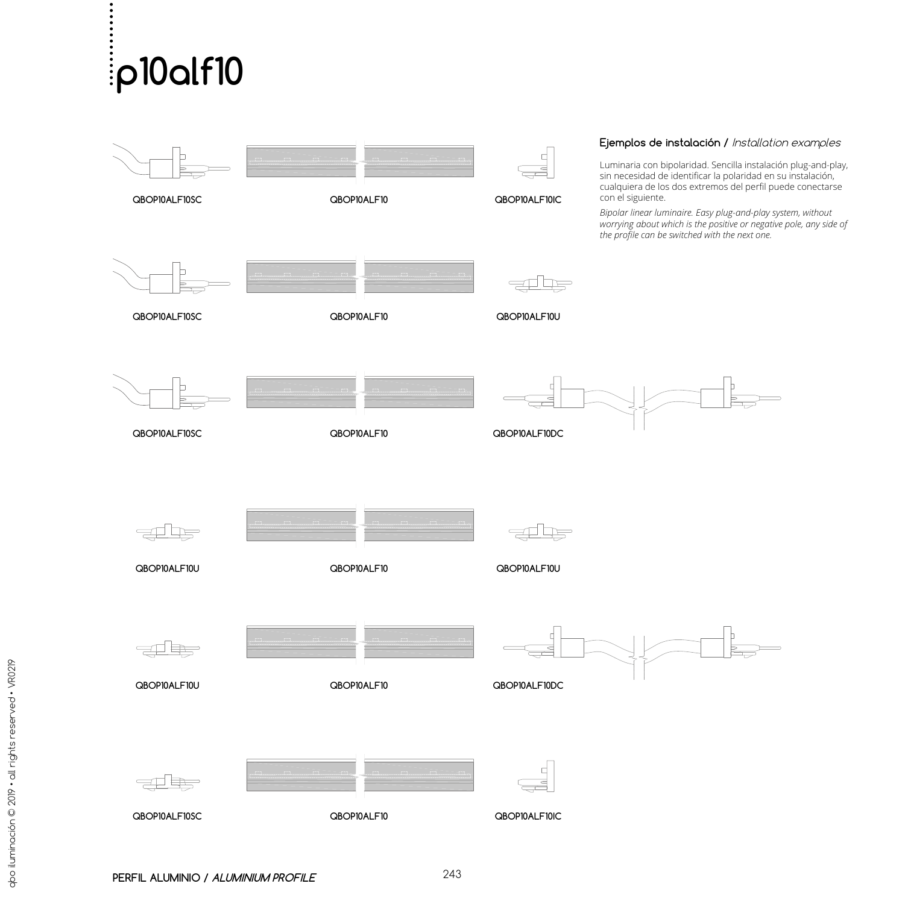# p10alf10

### Ejemplos de instalación / *Installation examples*

Luminaria con bipolaridad. Sencilla instalación plug-and-play, sin necesidad de identificar la polaridad en su instalación, cualquiera de los dos extremos del perfil puede conectarse con el siguiente.

*Bipolar linear luminaire. Easy plug-and-play system, without worrying about which is the positive or negative pole, any side of the profile can be switched with the next one.*

QBOP10ALF10SC | QBOP10ALF10 | QBOP10ALF10IC

QBOP10ALF10SC | QBOP10ALF10 | QBOP10ALF10U

QBOP10ALF10SC | QBOP10ALF10 | QBOP10ALF10DC

QBOP10ALF10U | QBOP10ALF10 | QBOP10ALF10U

QBOP10ALF10U | QBOP10ALF10 | QBOP10ALF10DC

QBOP10ALF10SC | QBOP10ALF10 | QBOP10ALF10IC

**PERFIL ALUMINIO / *ALUMINIUM PROFILE***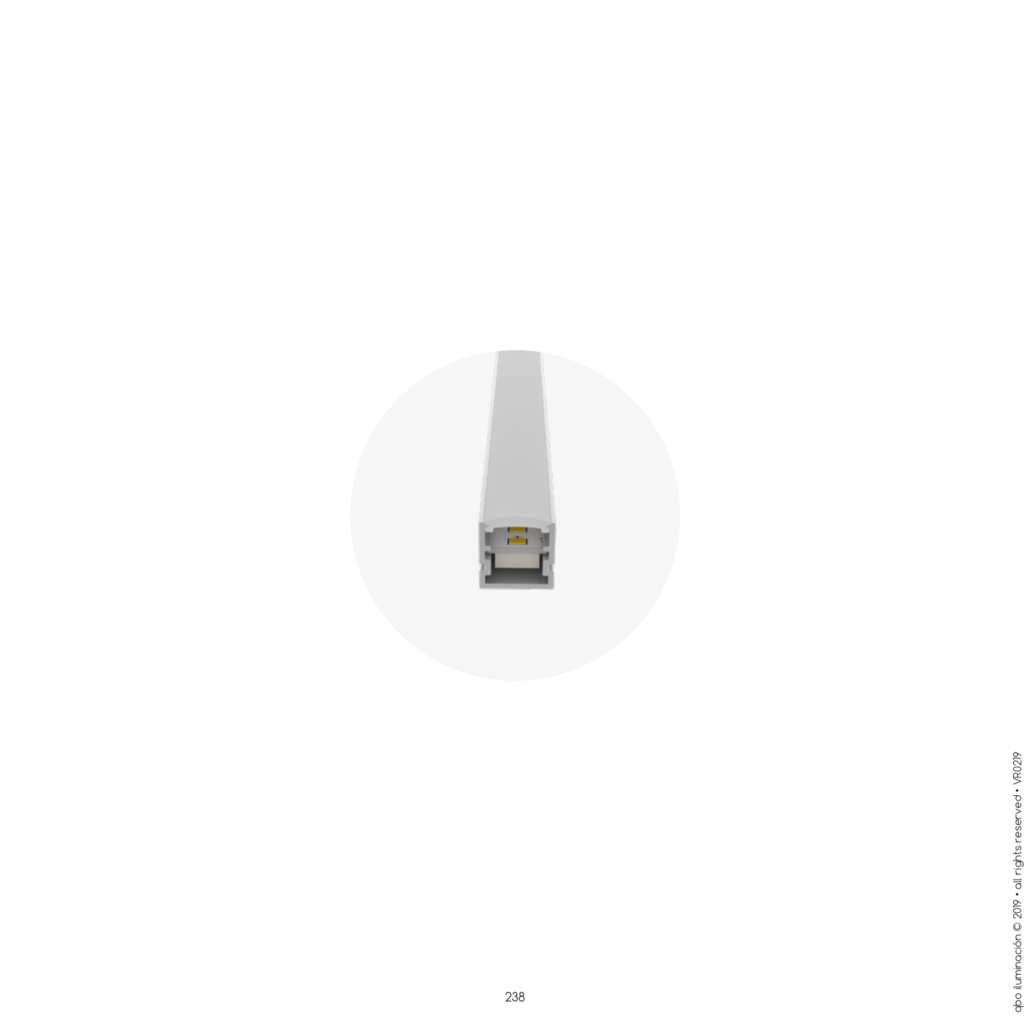qbo iluminación © 2019 • all rights reserved • VR0219